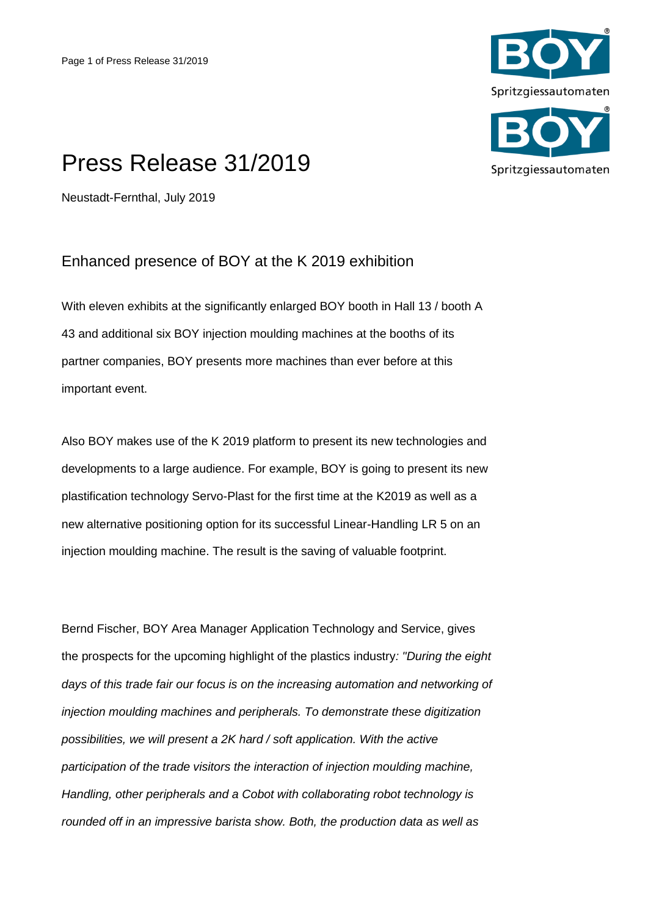# Press Release 31/2019

Neustadt-Fernthal, July 2019

## Enhanced presence of BOY at the K 2019 exhibition

With eleven exhibits at the significantly enlarged BOY booth in Hall 13 / booth A 43 and additional six BOY injection moulding machines at the booths of its partner companies, BOY presents more machines than ever before at this important event.

Also BOY makes use of the K 2019 platform to present its new technologies and developments to a large audience. For example, BOY is going to present its new plastification technology Servo-Plast for the first time at the K2019 as well as a new alternative positioning option for its successful Linear-Handling LR 5 on an injection moulding machine. The result is the saving of valuable footprint.

Bernd Fischer, BOY Area Manager Application Technology and Service, gives the prospects for the upcoming highlight of the plastics industry*: "During the eight days of this trade fair our focus is on the increasing automation and networking of injection moulding machines and peripherals. To demonstrate these digitization possibilities, we will present a 2K hard / soft application. With the active participation of the trade visitors the interaction of injection moulding machine, Handling, other peripherals and a Cobot with collaborating robot technology is rounded off in an impressive barista show. Both, the production data as well as*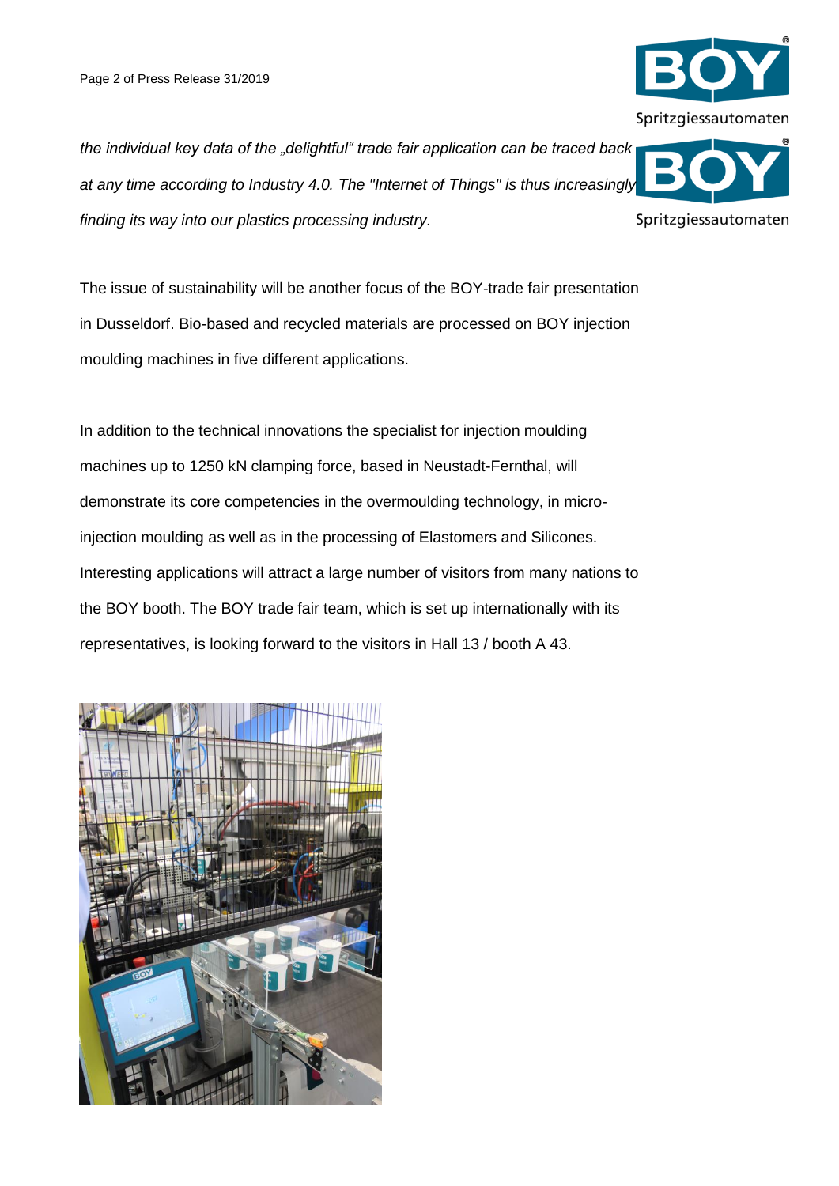*the individual key data of the „delightful" trade fair application can be traced back at any time according to Industry 4.0. The "Internet of Things" is thus increasingly finding its way into our plastics processing industry.*

The issue of sustainability will be another focus of the BOY-trade fair presentation in Dusseldorf. Bio-based and recycled materials are processed on BOY injection moulding machines in five different applications.

In addition to the technical innovations the specialist for injection moulding machines up to 1250 kN clamping force, based in Neustadt-Fernthal, will demonstrate its core competencies in the overmoulding technology, in micro-injection moulding as well as in the processing of Elastomers and Silicones. Interesting applications will attract a large number of visitors from many nations to the BOY booth. The BOY trade fair team, which is set up internationally with its representatives, is looking forward to the visitors in Hall 13 / booth A 43.